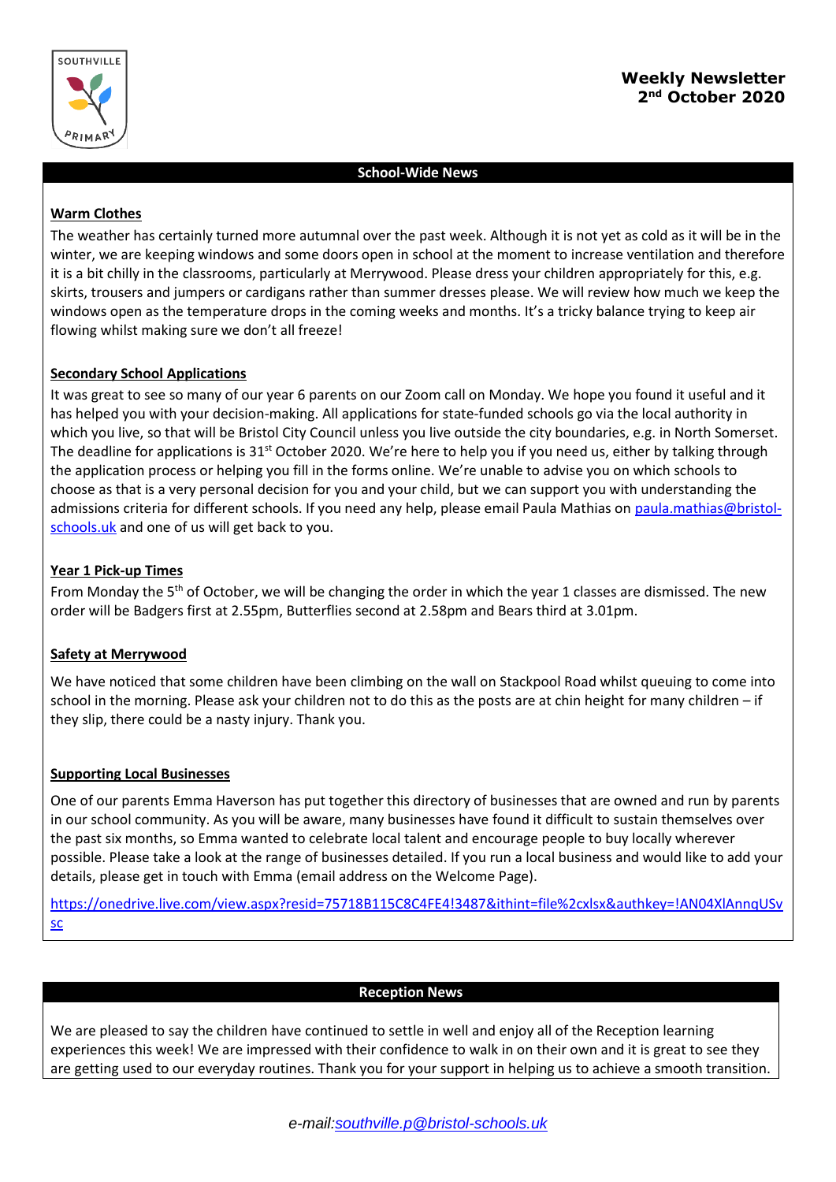SOUTHVILLE PRIMARY

# Weekly Newsletter
## 2nd October 2020

## School-Wide News

### Warm Clothes

The weather has certainly turned more autumnal over the past week. Although it is not yet as cold as it will be in the winter, we are keeping windows and some doors open in school at the moment to increase ventilation and therefore it is a bit chilly in the classrooms, particularly at Merrywood. Please dress your children appropriately for this, e.g. skirts, trousers and jumpers or cardigans rather than summer dresses please. We will review how much we keep the windows open as the temperature drops in the coming weeks and months. It's a tricky balance trying to keep air flowing whilst making sure we don't all freeze!

### Secondary School Applications

It was great to see so many of our year 6 parents on our Zoom call on Monday. We hope you found it useful and it has helped you with your decision-making. All applications for state-funded schools go via the local authority in which you live, so that will be Bristol City Council unless you live outside the city boundaries, e.g. in North Somerset. The deadline for applications is 31st October 2020. We're here to help you if you need us, either by talking through the application process or helping you fill in the forms online. We're unable to advise you on which schools to choose as that is a very personal decision for you and your child, but we can support you with understanding the admissions criteria for different schools. If you need any help, please email Paula Mathias on paula.mathias@bristol-schools.uk and one of us will get back to you.

### Year 1 Pick-up Times

From Monday the 5th of October, we will be changing the order in which the year 1 classes are dismissed. The new order will be Badgers first at 2.55pm, Butterflies second at 2.58pm and Bears third at 3.01pm.

### Safety at Merrywood

We have noticed that some children have been climbing on the wall on Stackpool Road whilst queuing to come into school in the morning. Please ask your children not to do this as the posts are at chin height for many children – if they slip, there could be a nasty injury. Thank you.

### Supporting Local Businesses

One of our parents Emma Haverson has put together this directory of businesses that are owned and run by parents in our school community. As you will be aware, many businesses have found it difficult to sustain themselves over the past six months, so Emma wanted to celebrate local talent and encourage people to buy locally wherever possible. Please take a look at the range of businesses detailed. If you run a local business and would like to add your details, please get in touch with Emma (email address on the Welcome Page).

https://onedrive.live.com/view.aspx?resid=75718B115C8C4FE4!3487&ithint=file%2cxlsx&authkey=!AN04XlAnnqUSvsc

## Reception News

We are pleased to say the children have continued to settle in well and enjoy all of the Reception learning experiences this week! We are impressed with their confidence to walk in on their own and it is great to see they are getting used to our everyday routines. Thank you for your support in helping us to achieve a smooth transition.

*e-mail:southville.p@bristol-schools.uk*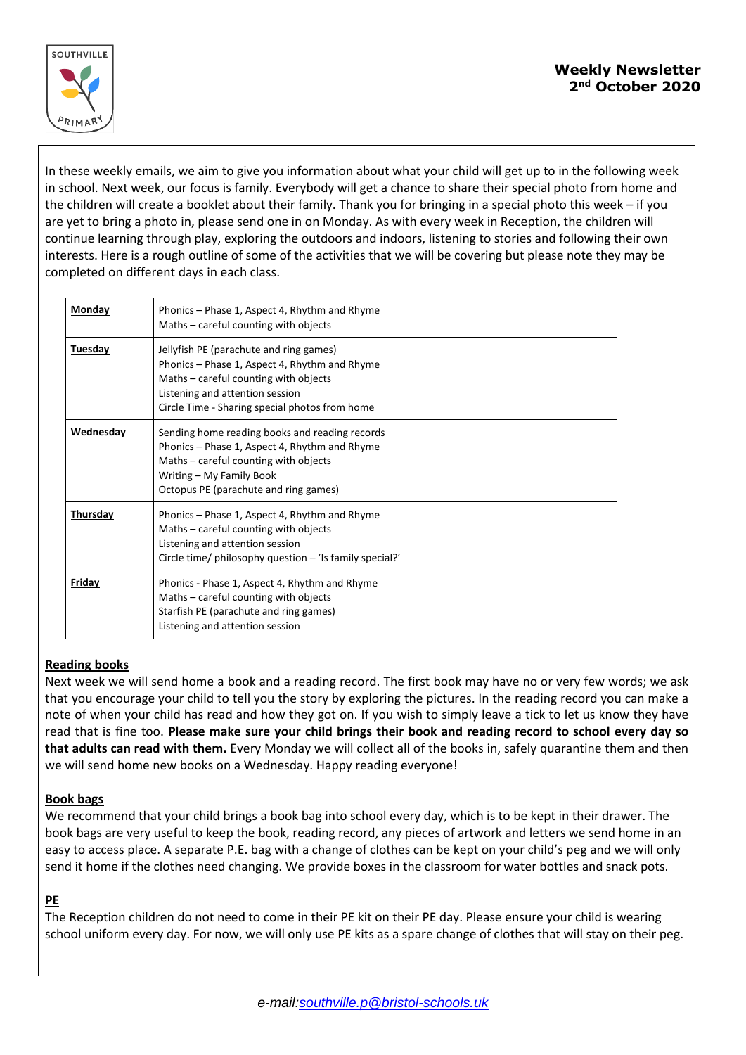# Weekly Newsletter
## 2nd October 2020

In these weekly emails, we aim to give you information about what your child will get up to in the following week in school. Next week, our focus is family. Everybody will get a chance to share their special photo from home and the children will create a booklet about their family. Thank you for bringing in a special photo this week – if you are yet to bring a photo in, please send one in on Monday. As with every week in Reception, the children will continue learning through play, exploring the outdoors and indoors, listening to stories and following their own interests. Here is a rough outline of some of the activities that we will be covering but please note they may be completed on different days in each class.

| | |
|---|---|
| **Monday** | Phonics – Phase 1, Aspect 4, Rhythm and Rhyme<br>Maths – careful counting with objects |
| **Tuesday** | Jellyfish PE (parachute and ring games)<br>Phonics – Phase 1, Aspect 4, Rhythm and Rhyme<br>Maths – careful counting with objects<br>Listening and attention session<br>Circle Time - Sharing special photos from home |
| **Wednesday** | Sending home reading books and reading records<br>Phonics – Phase 1, Aspect 4, Rhythm and Rhyme<br>Maths – careful counting with objects<br>Writing – My Family Book<br>Octopus PE (parachute and ring games) |
| **Thursday** | Phonics – Phase 1, Aspect 4, Rhythm and Rhyme<br>Maths – careful counting with objects<br>Listening and attention session<br>Circle time/ philosophy question – 'Is family special?' |
| **Friday** | Phonics - Phase 1, Aspect 4, Rhythm and Rhyme<br>Maths – careful counting with objects<br>Starfish PE (parachute and ring games)<br>Listening and attention session |

**Reading books**

Next week we will send home a book and a reading record. The first book may have no or very few words; we ask that you encourage your child to tell you the story by exploring the pictures. In the reading record you can make a note of when your child has read and how they got on. If you wish to simply leave a tick to let us know they have read that is fine too. **Please make sure your child brings their book and reading record to school every day so that adults can read with them.** Every Monday we will collect all of the books in, safely quarantine them and then we will send home new books on a Wednesday. Happy reading everyone!

**Book bags**

We recommend that your child brings a book bag into school every day, which is to be kept in their drawer. The book bags are very useful to keep the book, reading record, any pieces of artwork and letters we send home in an easy to access place. A separate P.E. bag with a change of clothes can be kept on your child's peg and we will only send it home if the clothes need changing. We provide boxes in the classroom for water bottles and snack pots.

**PE**

The Reception children do not need to come in their PE kit on their PE day. Please ensure your child is wearing school uniform every day. For now, we will only use PE kits as a spare change of clothes that will stay on their peg.

*e-mail:southville.p@bristol-schools.uk*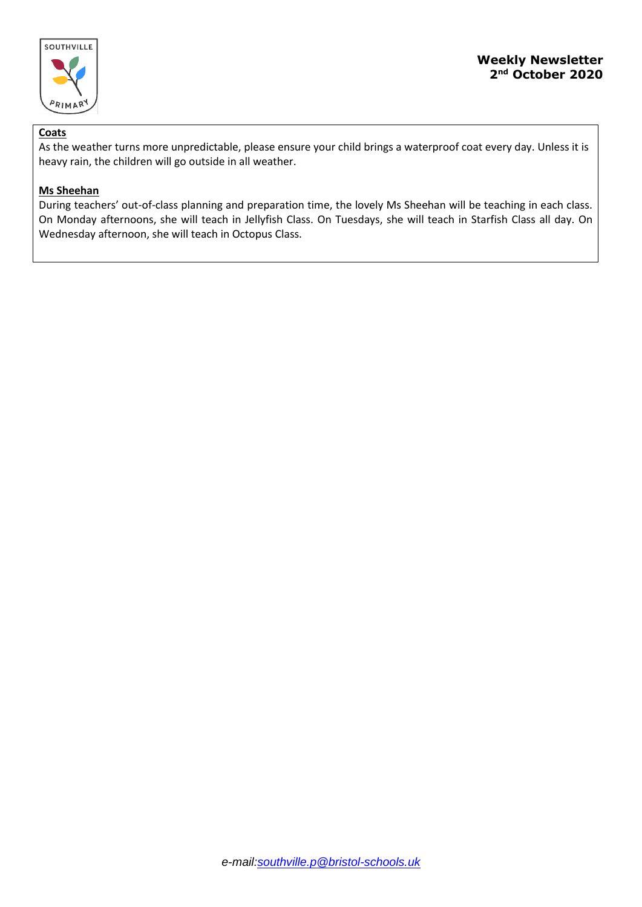**Weekly Newsletter**
**2nd October 2020**

**Coats**

As the weather turns more unpredictable, please ensure your child brings a waterproof coat every day. Unless it is heavy rain, the children will go outside in all weather.

**Ms Sheehan**

During teachers' out-of-class planning and preparation time, the lovely Ms Sheehan will be teaching in each class. On Monday afternoons, she will teach in Jellyfish Class. On Tuesdays, she will teach in Starfish Class all day. On Wednesday afternoon, she will teach in Octopus Class.

*e-mail:southville.p@bristol-schools.uk*